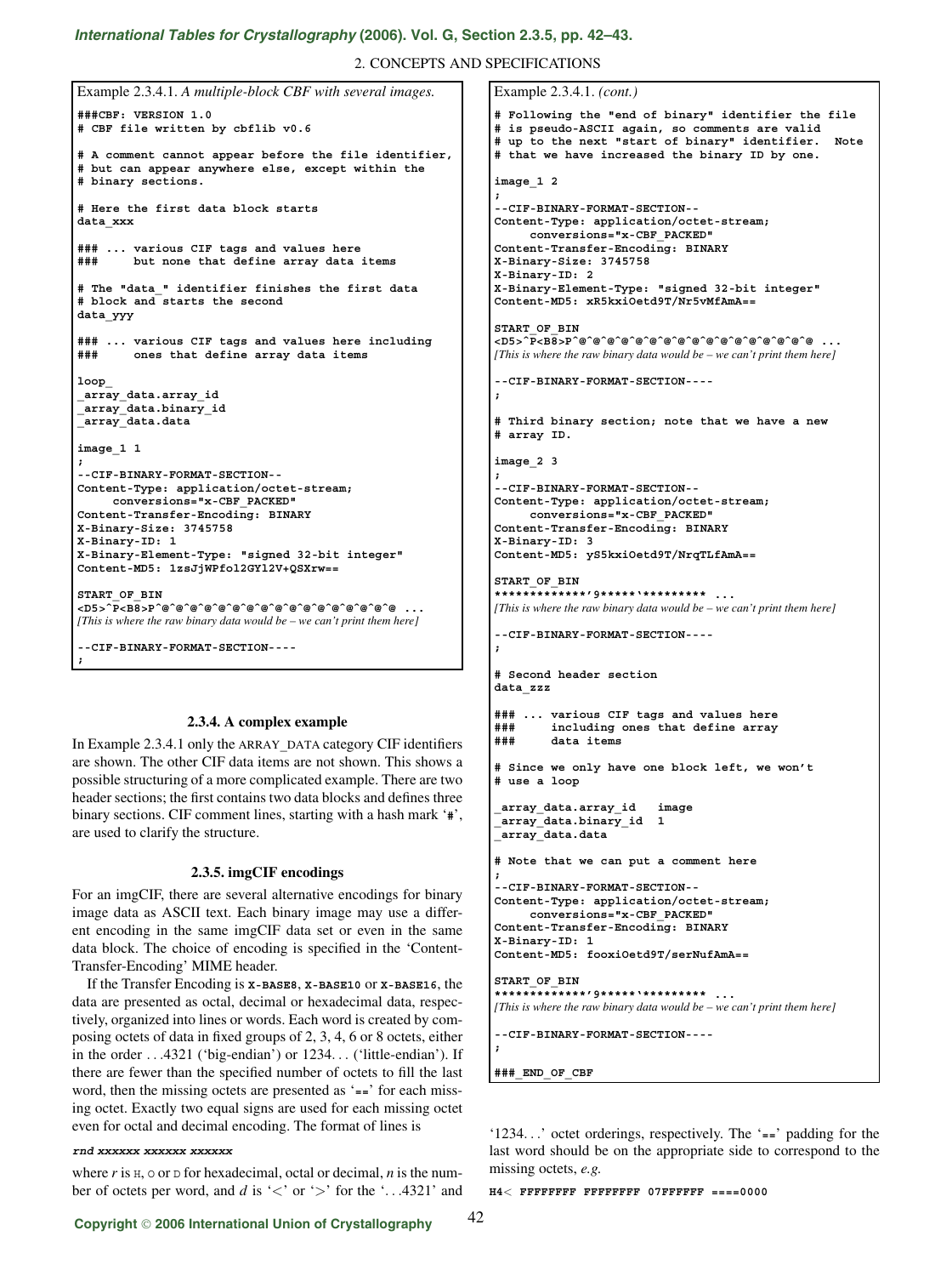Example 2.3.4.1. *A multiple-block CBF with several images.*

```
###CBF: VERSION 1.0
# CBF file written by cbflib v0.6

# A comment cannot appear before the file identifier,
# but can appear anywhere else, except within the
# binary sections.

# Here the first data block starts
data_xxx

### ... various CIF tags and values here
###     but none that define array data items

# The "data_" identifier finishes the first data
# block and starts the second
data_yyy

### ... various CIF tags and values here including
###     ones that define array data items

loop_
_array_data.array_id
_array_data.binary_id
_array_data.data

image_1 1
;
--CIF-BINARY-FORMAT-SECTION--
Content-Type: application/octet-stream;
     conversions="x-CBF_PACKED"
Content-Transfer-Encoding: BINARY
X-Binary-Size: 3745758
X-Binary-ID: 1
X-Binary-Element-Type: "signed 32-bit integer"
Content-MD5: 1zsJjWPfol2GYl2V+QSXrw==

START_OF_BIN
<D5>^P<B8>P^@^@^@^@^@^@^@^@^@^@^@^@^@^@ ...
[This is where the raw binary data would be – we can't print them here]

--CIF-BINARY-FORMAT-SECTION----
;
```

Example 2.3.4.1. *(cont.)*

```
# Following the "end of binary" identifier the file
# is pseudo-ASCII again, so comments are valid
# up to the next "start of binary" identifier.  Note
# that we have increased the binary ID by one.

image_1 2
;
--CIF-BINARY-FORMAT-SECTION--
Content-Type: application/octet-stream;
     conversions="x-CBF_PACKED"
Content-Transfer-Encoding: BINARY
X-Binary-Size: 3745758
X-Binary-ID: 2
X-Binary-Element-Type: "signed 32-bit integer"
Content-MD5: xR5kxiOetd9T/Nr5vMfAmA==

START_OF_BIN
<D5>^P<B8>P^@^@^@^@^@^@^@^@^@^@^@^@^@^@ ...
[This is where the raw binary data would be – we can't print them here]

--CIF-BINARY-FORMAT-SECTION----
;

# Third binary section; note that we have a new
# array ID.

image_2 3
;
--CIF-BINARY-FORMAT-SECTION--
Content-Type: application/octet-stream;
     conversions="x-CBF_PACKED"
Content-Transfer-Encoding: BINARY
X-Binary-ID: 3
Content-MD5: yS5kxiOetd9T/NrqTLfAmA==

START_OF_BIN
*************'9*****\********* ...
[This is where the raw binary data would be – we can't print them here]

--CIF-BINARY-FORMAT-SECTION----
;

# Second header section
data_zzz

### ... various CIF tags and values here
###     including ones that define array
###     data items

# Since we only have one block left, we won't
# use a loop

_array_data.array_id   image
_array_data.binary_id  1
_array_data.data

# Note that we can put a comment here
;
--CIF-BINARY-FORMAT-SECTION--
Content-Type: application/octet-stream;
     conversions="x-CBF_PACKED"
Content-Transfer-Encoding: BINARY
X-Binary-ID: 1
Content-MD5: fooxiOetd9T/serNufAmA==

START_OF_BIN
*************'9*****\********* ...
[This is where the raw binary data would be – we can't print them here]

--CIF-BINARY-FORMAT-SECTION----
;

###_END_OF_CBF
```

### 2.3.4. A complex example

In Example 2.3.4.1 only the ARRAY_DATA category CIF identifiers are shown. The other CIF data items are not shown. This shows a possible structuring of a more complicated example. There are two header sections; the first contains two data blocks and defines three binary sections. CIF comment lines, starting with a hash mark '**#**', are used to clarify the structure.

### 2.3.5. imgCIF encodings

For an imgCIF, there are several alternative encodings for binary image data as ASCII text. Each binary image may use a different encoding in the same imgCIF data set or even in the same data block. The choice of encoding is specified in the 'Content-Transfer-Encoding' MIME header.

If the Transfer Encoding is **X-BASE8**, **X-BASE10** or **X-BASE16**, the data are presented as octal, decimal or hexadecimal data, respectively, organized into lines or words. Each word is created by composing octets of data in fixed groups of 2, 3, 4, 6 or 8 octets, either in the order ...4321 ('big-endian') or 1234... ('little-endian'). If there are fewer than the specified number of octets to fill the last word, then the missing octets are presented as '**==**' for each missing octet. Exactly two equal signs are used for each missing octet even for octal and decimal encoding. The format of lines is

***rnd xxxxxx xxxxxx xxxxxx***

where *r* is H, O or D for hexadecimal, octal or decimal, *n* is the number of octets per word, and *d* is '<' or '>' for the '...4321' and '1234...' octet orderings, respectively. The '**==**' padding for the last word should be on the appropriate side to correspond to the missing octets, *e.g.*

```
H4< FFFFFFFF FFFFFFFF 07FFFFFF ====0000
```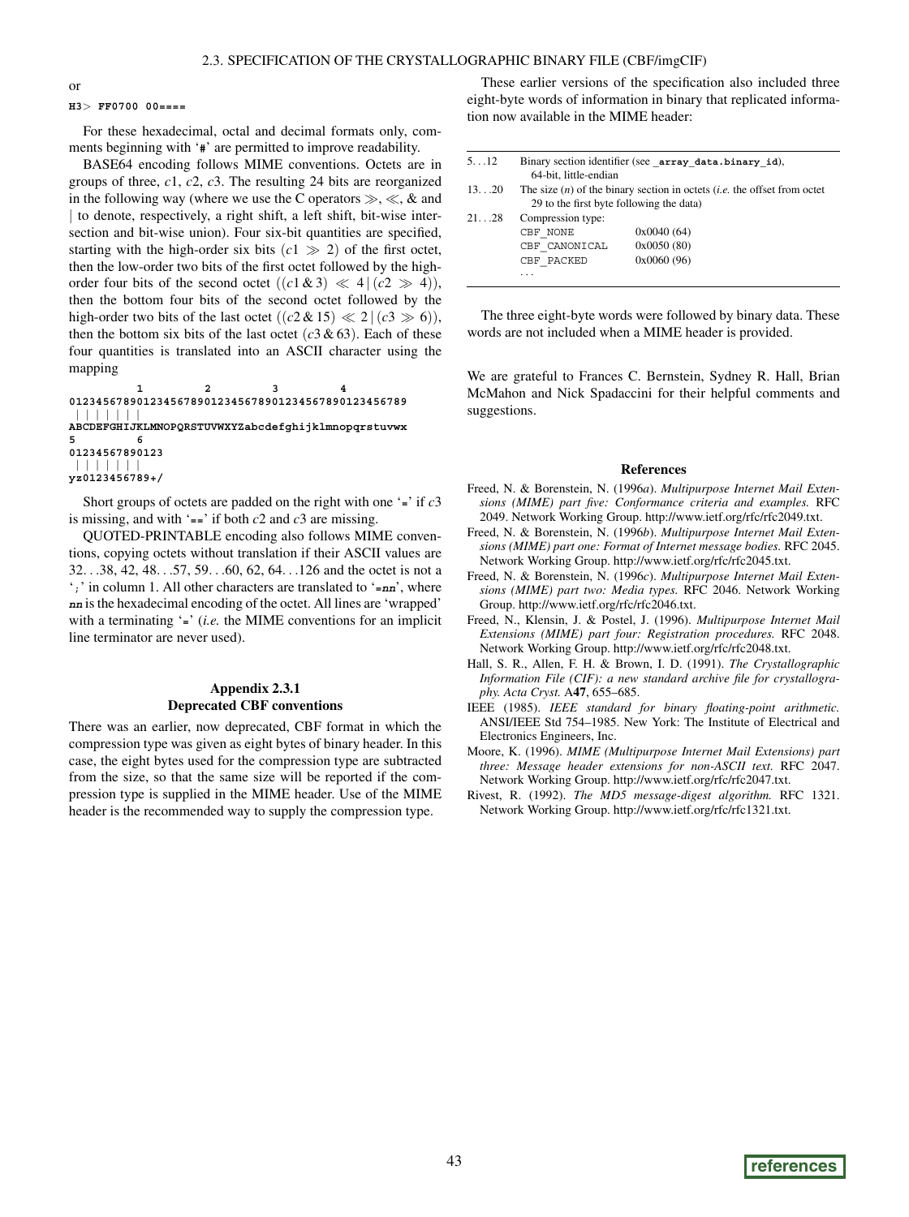or

```
H3> FF0700 00====
```

For these hexadecimal, octal and decimal formats only, comments beginning with '#' are permitted to improve readability.

BASE64 encoding follows MIME conventions. Octets are in groups of three, $c1$, $c2$, $c3$. The resulting 24 bits are reorganized in the following way (where we use the C operators $\gg$, $\ll$, & and | to denote, respectively, a right shift, a left shift, bit-wise intersection and bit-wise union). Four six-bit quantities are specified, starting with the high-order six bits $(c1 \gg 2)$ of the first octet, then the low-order two bits of the first octet followed by the high-order four bits of the second octet $((c1 \,\&\, 3) \ll 4 \,|\, (c2 \gg 4))$, then the bottom four bits of the second octet followed by the high-order two bits of the last octet $((c2 \,\&\, 15) \ll 2 \,|\, (c3 \gg 6))$, then the bottom six bits of the last octet $(c3 \,\&\, 63)$. Each of these four quantities is translated into an ASCII character using the mapping

```
          1         2         3         4
01234567890123456789012345678901234567890123456789
 | | | | | | |
ABCDEFGHIJKLMNOPQRSTUVWXYZabcdefghijklmnopqrstuvwx
5         6
01234567890123
 | | | | | | |
yz0123456789+/
```

Short groups of octets are padded on the right with one '=' if $c3$ is missing, and with '==' if both $c2$ and $c3$ are missing.

QUOTED-PRINTABLE encoding also follows MIME conventions, copying octets without translation if their ASCII values are 32...38, 42, 48...57, 59...60, 62, 64...126 and the octet is not a ';' in column 1. All other characters are translated to '=*nn*', where *nn* is the hexadecimal encoding of the octet. All lines are 'wrapped' with a terminating '=' (*i.e.* the MIME conventions for an implicit line terminator are never used).

## Appendix 2.3.1
## Deprecated CBF conventions

There was an earlier, now deprecated, CBF format in which the compression type was given as eight bytes of binary header. In this case, the eight bytes used for the compression type are subtracted from the size, so that the same size will be reported if the compression type is supplied in the MIME header. Use of the MIME header is the recommended way to supply the compression type.

These earlier versions of the specification also included three eight-byte words of information in binary that replicated information now available in the MIME header:

| | | |
|---|---|---|
| 5...12 | Binary section identifier (see `_array_data.binary_id`), 64-bit, little-endian | |
| 13...20 | The size ($n$) of the binary section in octets (*i.e.* the offset from octet 29 to the first byte following the data) | |
| 21...28 | Compression type: | |
| | CBF_NONE | 0x0040 (64) |
| | CBF_CANONICAL | 0x0050 (80) |
| | CBF_PACKED | 0x0060 (96) |
| | ... | |

The three eight-byte words were followed by binary data. These words are not included when a MIME header is provided.

We are grateful to Frances C. Bernstein, Sydney R. Hall, Brian McMahon and Nick Spadaccini for their helpful comments and suggestions.

### References

Freed, N. & Borenstein, N. (1996*a*). *Multipurpose Internet Mail Extensions (MIME) part five: Conformance criteria and examples.* RFC 2049. Network Working Group. http://www.ietf.org/rfc/rfc2049.txt.

Freed, N. & Borenstein, N. (1996*b*). *Multipurpose Internet Mail Extensions (MIME) part one: Format of Internet message bodies.* RFC 2045. Network Working Group. http://www.ietf.org/rfc/rfc2045.txt.

Freed, N. & Borenstein, N. (1996*c*). *Multipurpose Internet Mail Extensions (MIME) part two: Media types.* RFC 2046. Network Working Group. http://www.ietf.org/rfc/rfc2046.txt.

Freed, N., Klensin, J. & Postel, J. (1996). *Multipurpose Internet Mail Extensions (MIME) part four: Registration procedures.* RFC 2048. Network Working Group. http://www.ietf.org/rfc/rfc2048.txt.

Hall, S. R., Allen, F. H. & Brown, I. D. (1991). *The Crystallographic Information File (CIF): a new standard archive file for crystallography. Acta Cryst.* A**47**, 655–685.

IEEE (1985). *IEEE standard for binary floating-point arithmetic.* ANSI/IEEE Std 754–1985. New York: The Institute of Electrical and Electronics Engineers, Inc.

Moore, K. (1996). *MIME (Multipurpose Internet Mail Extensions) part three: Message header extensions for non-ASCII text.* RFC 2047. Network Working Group. http://www.ietf.org/rfc/rfc2047.txt.

Rivest, R. (1992). *The MD5 message-digest algorithm.* RFC 1321. Network Working Group. http://www.ietf.org/rfc/rfc1321.txt.